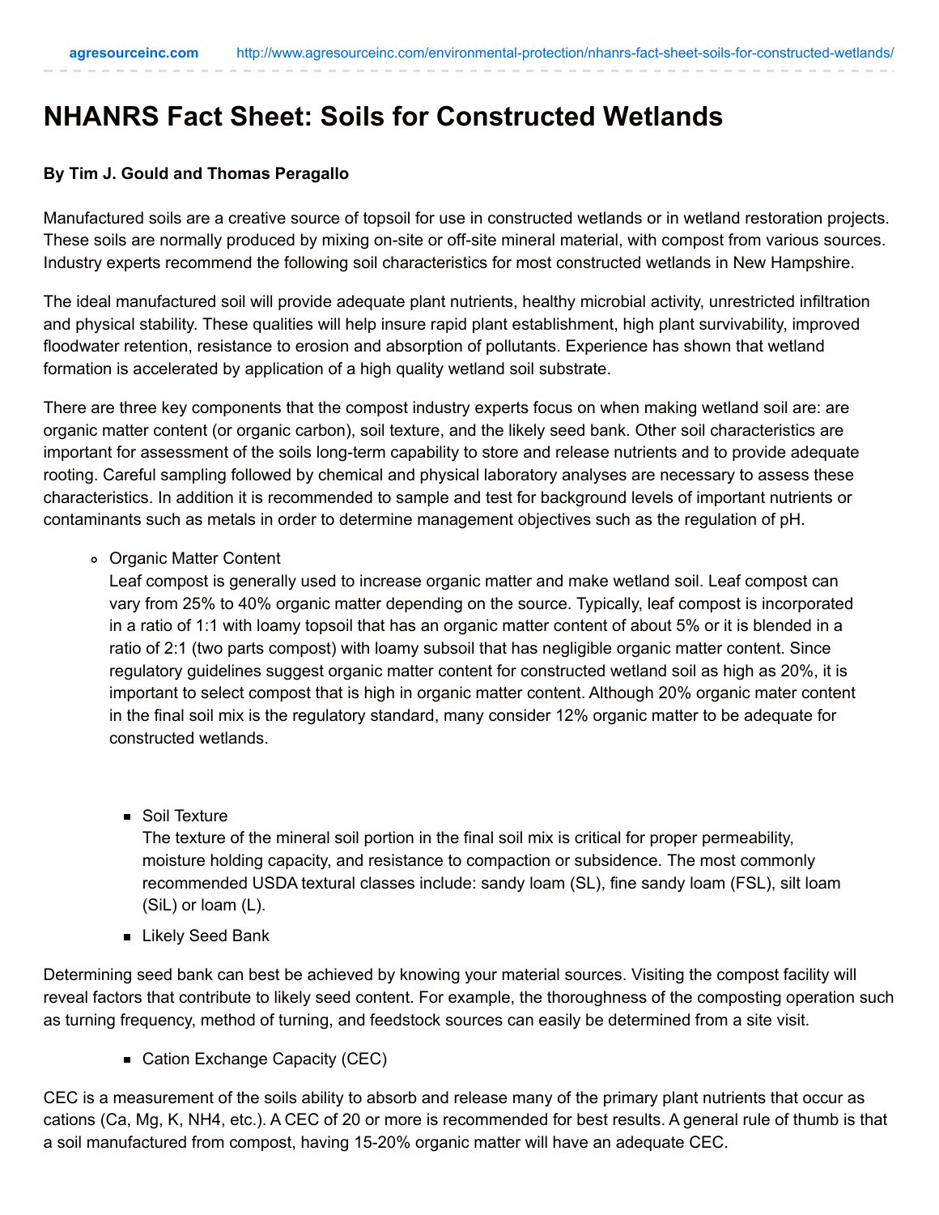# NHANRS Fact Sheet: Soils for Constructed Wetlands

**By Tim J. Gould and Thomas Peragallo**

Manufactured soils are a creative source of topsoil for use in constructed wetlands or in wetland restoration projects. These soils are normally produced by mixing on-site or off-site mineral material, with compost from various sources. Industry experts recommend the following soil characteristics for most constructed wetlands in New Hampshire.

The ideal manufactured soil will provide adequate plant nutrients, healthy microbial activity, unrestricted infiltration and physical stability. These qualities will help insure rapid plant establishment, high plant survivability, improved floodwater retention, resistance to erosion and absorption of pollutants. Experience has shown that wetland formation is accelerated by application of a high quality wetland soil substrate.

There are three key components that the compost industry experts focus on when making wetland soil are: are organic matter content (or organic carbon), soil texture, and the likely seed bank. Other soil characteristics are important for assessment of the soils long-term capability to store and release nutrients and to provide adequate rooting. Careful sampling followed by chemical and physical laboratory analyses are necessary to assess these characteristics. In addition it is recommended to sample and test for background levels of important nutrients or contaminants such as metals in order to determine management objectives such as the regulation of pH.

- Organic Matter Content
  Leaf compost is generally used to increase organic matter and make wetland soil. Leaf compost can vary from 25% to 40% organic matter depending on the source. Typically, leaf compost is incorporated in a ratio of 1:1 with loamy topsoil that has an organic matter content of about 5% or it is blended in a ratio of 2:1 (two parts compost) with loamy subsoil that has negligible organic matter content. Since regulatory guidelines suggest organic matter content for constructed wetland soil as high as 20%, it is important to select compost that is high in organic matter content. Although 20% organic mater content in the final soil mix is the regulatory standard, many consider 12% organic matter to be adequate for constructed wetlands.

  - Soil Texture
    The texture of the mineral soil portion in the final soil mix is critical for proper permeability, moisture holding capacity, and resistance to compaction or subsidence. The most commonly recommended USDA textural classes include: sandy loam (SL), fine sandy loam (FSL), silt loam (SiL) or loam (L).
  - Likely Seed Bank

Determining seed bank can best be achieved by knowing your material sources. Visiting the compost facility will reveal factors that contribute to likely seed content. For example, the thoroughness of the composting operation such as turning frequency, method of turning, and feedstock sources can easily be determined from a site visit.

  - Cation Exchange Capacity (CEC)

CEC is a measurement of the soils ability to absorb and release many of the primary plant nutrients that occur as cations (Ca, Mg, K, NH4, etc.). A CEC of 20 or more is recommended for best results. A general rule of thumb is that a soil manufactured from compost, having 15-20% organic matter will have an adequate CEC.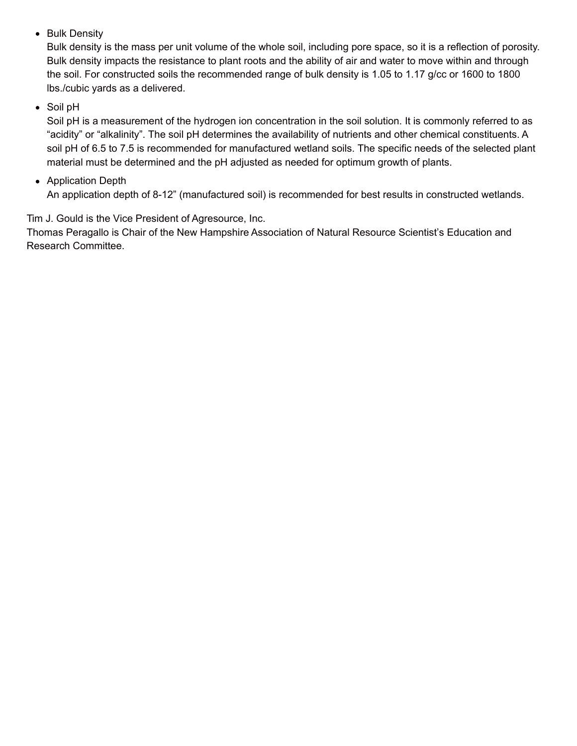- Bulk Density
  Bulk density is the mass per unit volume of the whole soil, including pore space, so it is a reflection of porosity. Bulk density impacts the resistance to plant roots and the ability of air and water to move within and through the soil. For constructed soils the recommended range of bulk density is 1.05 to 1.17 g/cc or 1600 to 1800 lbs./cubic yards as a delivered.
- Soil pH
  Soil pH is a measurement of the hydrogen ion concentration in the soil solution. It is commonly referred to as "acidity" or "alkalinity". The soil pH determines the availability of nutrients and other chemical constituents. A soil pH of 6.5 to 7.5 is recommended for manufactured wetland soils. The specific needs of the selected plant material must be determined and the pH adjusted as needed for optimum growth of plants.
- Application Depth
  An application depth of 8-12" (manufactured soil) is recommended for best results in constructed wetlands.

Tim J. Gould is the Vice President of Agresource, Inc.
Thomas Peragallo is Chair of the New Hampshire Association of Natural Resource Scientist's Education and Research Committee.